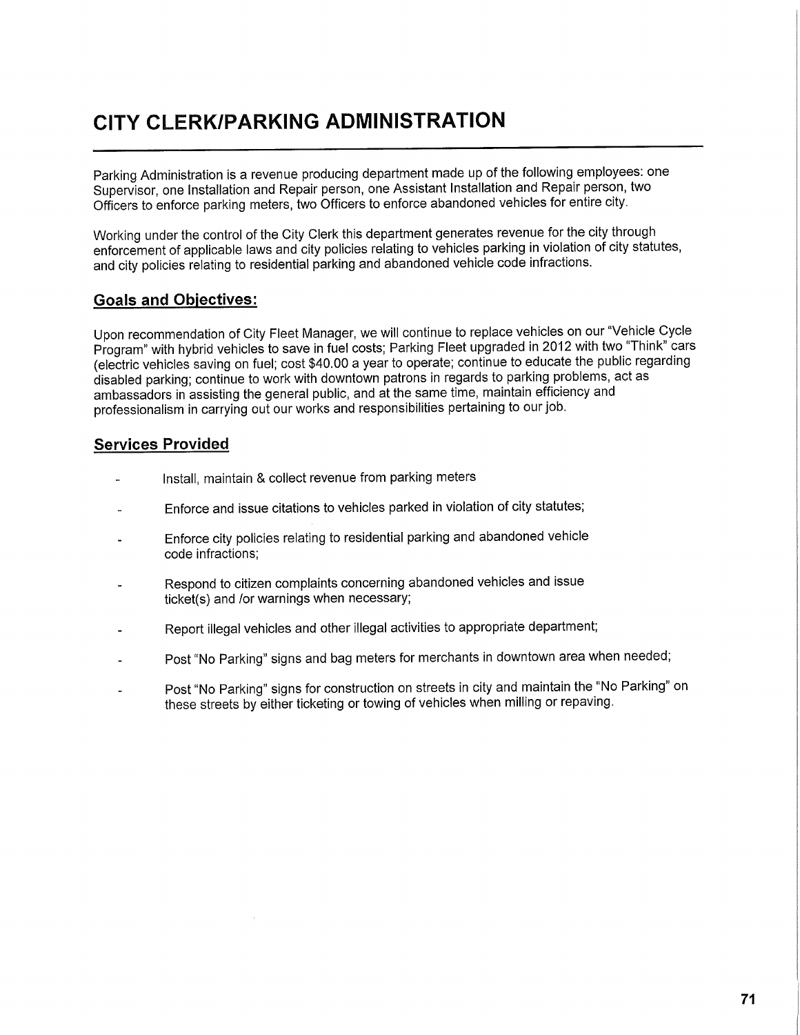# CITY CLERK/PARKING ADMINISTRATION

Parking Administration is a revenue producing department made up of the following employees: one Supervisor, one Installation and Repair person, one Assistant Installation and Repair person, two Officers to enforce parking meters, two Officers to enforce abandoned vehicles for entire city.

Working under the control of the City Clerk this department generates revenue for the city through enforcement of applicable laws and city policies relating to vehicles parking in violation of city statutes, and city policies relating to residential parking and abandoned vehicle code infractions.

## Goals and Objectives:

Upon recommendation of City Fleet Manager, we will continue to replace vehicles on our "Vehicle Cycle Program" with hybrid vehicles to save in fuel costs; Parking Fleet upgraded in 2012 with two "Think" cars (electric vehicles saving on fuel; cost $40.00 a year to operate; continue to educate the public regarding disabled parking; continue to work with downtown patrons in regards to parking problems, act as ambassadors in assisting the general public, and at the same time, maintain efficiency and professionalism in carrying out our works and responsibilities pertaining to our job.

## Services Provided

- Install, maintain & collect revenue from parking meters
- Enforce and issue citations to vehicles parked in violation of city statutes;
- Enforce city policies relating to residential parking and abandoned vehicle code infractions;
- Respond to citizen complaints concerning abandoned vehicles and issue ticket(s) and /or warnings when necessary;
- Report illegal vehicles and other illegal activities to appropriate department;
- Post "No Parking" signs and bag meters for merchants in downtown area when needed;
- Post "No Parking" signs for construction on streets in city and maintain the "No Parking" on these streets by either ticketing or towing of vehicles when milling or repaving.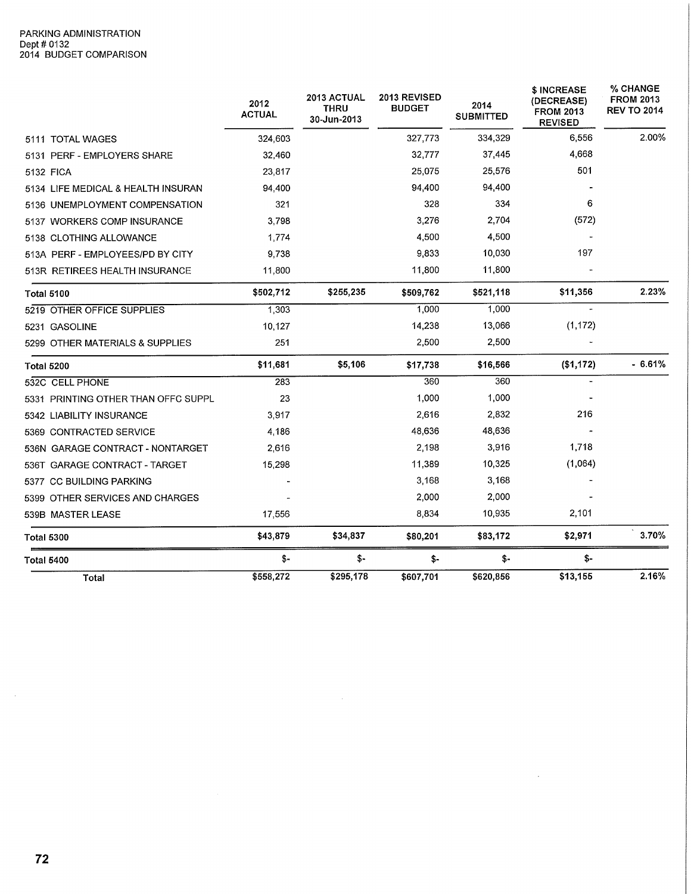PARKING ADMINISTRATION
Dept # 0132
2014 BUDGET COMPARISON

| | 2012 ACTUAL | 2013 ACTUAL THRU 30-Jun-2013 | 2013 REVISED BUDGET | 2014 SUBMITTED | $ INCREASE (DECREASE) FROM 2013 REVISED | % CHANGE FROM 2013 REV TO 2014 |
|---|---|---|---|---|---|---|
| 5111 TOTAL WAGES | 324,603 | | 327,773 | 334,329 | 6,556 | 2.00% |
| 5131 PERF - EMPLOYERS SHARE | 32,460 | | 32,777 | 37,445 | 4,668 | |
| 5132 FICA | 23,817 | | 25,075 | 25,576 | 501 | |
| 5134 LIFE MEDICAL & HEALTH INSURAN | 94,400 | | 94,400 | 94,400 | - | |
| 5136 UNEMPLOYMENT COMPENSATION | 321 | | 328 | 334 | 6 | |
| 5137 WORKERS COMP INSURANCE | 3,798 | | 3,276 | 2,704 | (572) | |
| 5138 CLOTHING ALLOWANCE | 1,774 | | 4,500 | 4,500 | - | |
| 513A PERF - EMPLOYEES/PD BY CITY | 9,738 | | 9,833 | 10,030 | 197 | |
| 513R RETIREES HEALTH INSURANCE | 11,800 | | 11,800 | 11,800 | - | |
| **Total 5100** | **$502,712** | **$255,235** | **$509,762** | **$521,118** | **$11,356** | **2.23%** |
| 5219 OTHER OFFICE SUPPLIES | 1,303 | | 1,000 | 1,000 | - | |
| 5231 GASOLINE | 10,127 | | 14,238 | 13,066 | (1,172) | |
| 5299 OTHER MATERIALS & SUPPLIES | 251 | | 2,500 | 2,500 | - | |
| **Total 5200** | **$11,681** | **$5,106** | **$17,738** | **$16,566** | **($1,172)** | **- 6.61%** |
| 532C CELL PHONE | 283 | | 360 | 360 | - | |
| 5331 PRINTING OTHER THAN OFFC SUPPL | 23 | | 1,000 | 1,000 | - | |
| 5342 LIABILITY INSURANCE | 3,917 | | 2,616 | 2,832 | 216 | |
| 5369 CONTRACTED SERVICE | 4,186 | | 48,636 | 48,636 | - | |
| 536N GARAGE CONTRACT - NONTARGET | 2,616 | | 2,198 | 3,916 | 1,718 | |
| 536T GARAGE CONTRACT - TARGET | 15,298 | | 11,389 | 10,325 | (1,064) | |
| 5377 CC BUILDING PARKING | - | | 3,168 | 3,168 | - | |
| 5399 OTHER SERVICES AND CHARGES | - | | 2,000 | 2,000 | - | |
| 539B MASTER LEASE | 17,556 | | 8,834 | 10,935 | 2,101 | |
| **Total 5300** | **$43,879** | **$34,837** | **$80,201** | **$83,172** | **$2,971** | **3.70%** |
| **Total 5400** | **$-** | **$-** | **$-** | **$-** | **$-** | |
| **Total** | **$558,272** | **$295,178** | **$607,701** | **$620,856** | **$13,155** | **2.16%** |